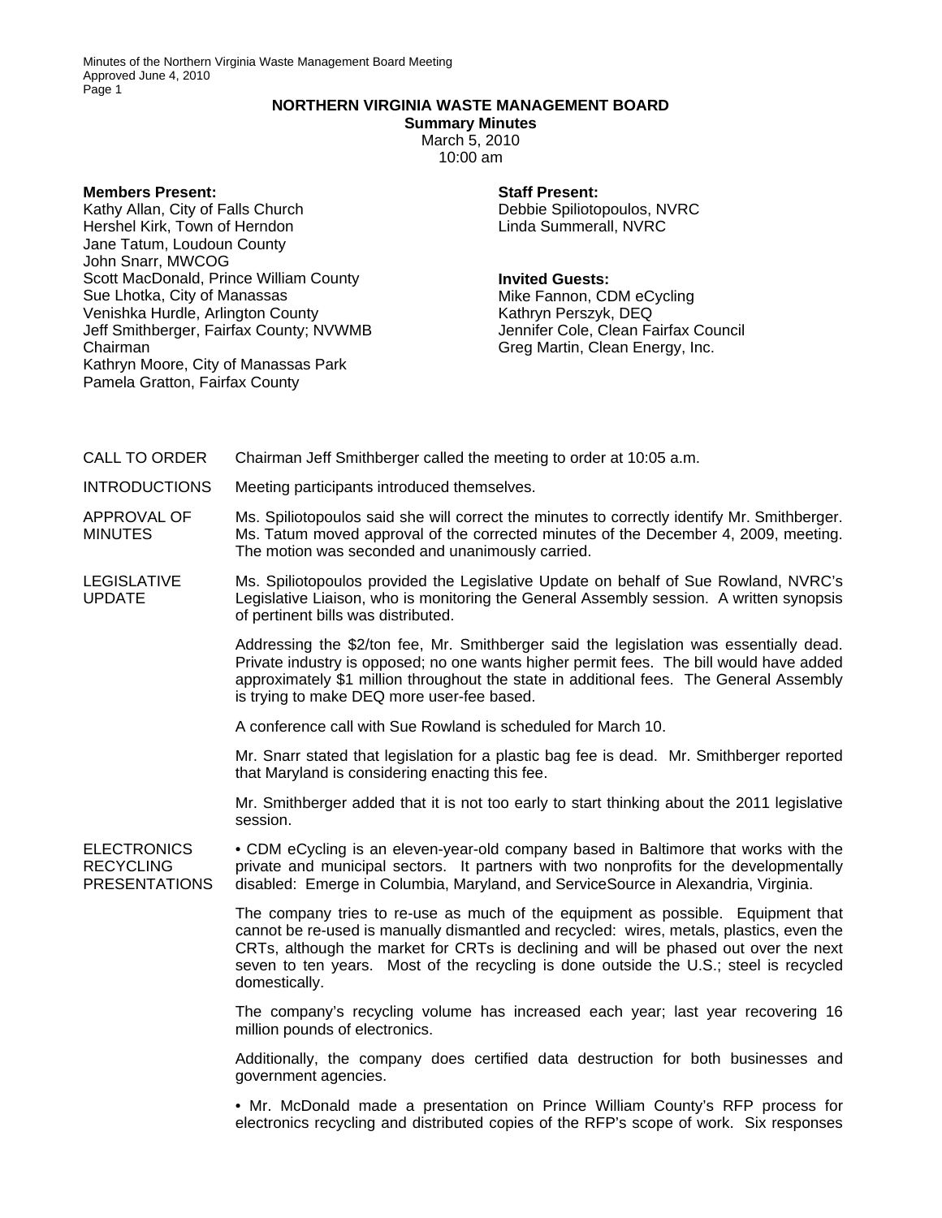# NORTHERN VIRGINIA WASTE MANAGEMENT BOARD

**Summary Minutes**

March 5, 2010

10:00 am

**Members Present:**

Kathy Allan, City of Falls Church
Hershel Kirk, Town of Herndon
Jane Tatum, Loudoun County
John Snarr, MWCOG
Scott MacDonald, Prince William County
Sue Lhotka, City of Manassas
Venishka Hurdle, Arlington County
Jeff Smithberger, Fairfax County; NVWMB Chairman
Kathryn Moore, City of Manassas Park
Pamela Gratton, Fairfax County

**Staff Present:**

Debbie Spiliotopoulos, NVRC
Linda Summerall, NVRC

**Invited Guests:**

Mike Fannon, CDM eCycling
Kathryn Perszyk, DEQ
Jennifer Cole, Clean Fairfax Council
Greg Martin, Clean Energy, Inc.

**CALL TO ORDER**

Chairman Jeff Smithberger called the meeting to order at 10:05 a.m.

**INTRODUCTIONS**

Meeting participants introduced themselves.

**APPROVAL OF MINUTES**

Ms. Spiliotopoulos said she will correct the minutes to correctly identify Mr. Smithberger. Ms. Tatum moved approval of the corrected minutes of the December 4, 2009, meeting. The motion was seconded and unanimously carried.

**LEGISLATIVE UPDATE**

Ms. Spiliotopoulos provided the Legislative Update on behalf of Sue Rowland, NVRC's Legislative Liaison, who is monitoring the General Assembly session. A written synopsis of pertinent bills was distributed.

Addressing the $2/ton fee, Mr. Smithberger said the legislation was essentially dead. Private industry is opposed; no one wants higher permit fees. The bill would have added approximately $1 million throughout the state in additional fees. The General Assembly is trying to make DEQ more user-fee based.

A conference call with Sue Rowland is scheduled for March 10.

Mr. Snarr stated that legislation for a plastic bag fee is dead. Mr. Smithberger reported that Maryland is considering enacting this fee.

Mr. Smithberger added that it is not too early to start thinking about the 2011 legislative session.

**ELECTRONICS RECYCLING PRESENTATIONS**

• CDM eCycling is an eleven-year-old company based in Baltimore that works with the private and municipal sectors. It partners with two nonprofits for the developmentally disabled: Emerge in Columbia, Maryland, and ServiceSource in Alexandria, Virginia.

The company tries to re-use as much of the equipment as possible. Equipment that cannot be re-used is manually dismantled and recycled: wires, metals, plastics, even the CRTs, although the market for CRTs is declining and will be phased out over the next seven to ten years. Most of the recycling is done outside the U.S.; steel is recycled domestically.

The company's recycling volume has increased each year; last year recovering 16 million pounds of electronics.

Additionally, the company does certified data destruction for both businesses and government agencies.

• Mr. McDonald made a presentation on Prince William County's RFP process for electronics recycling and distributed copies of the RFP's scope of work. Six responses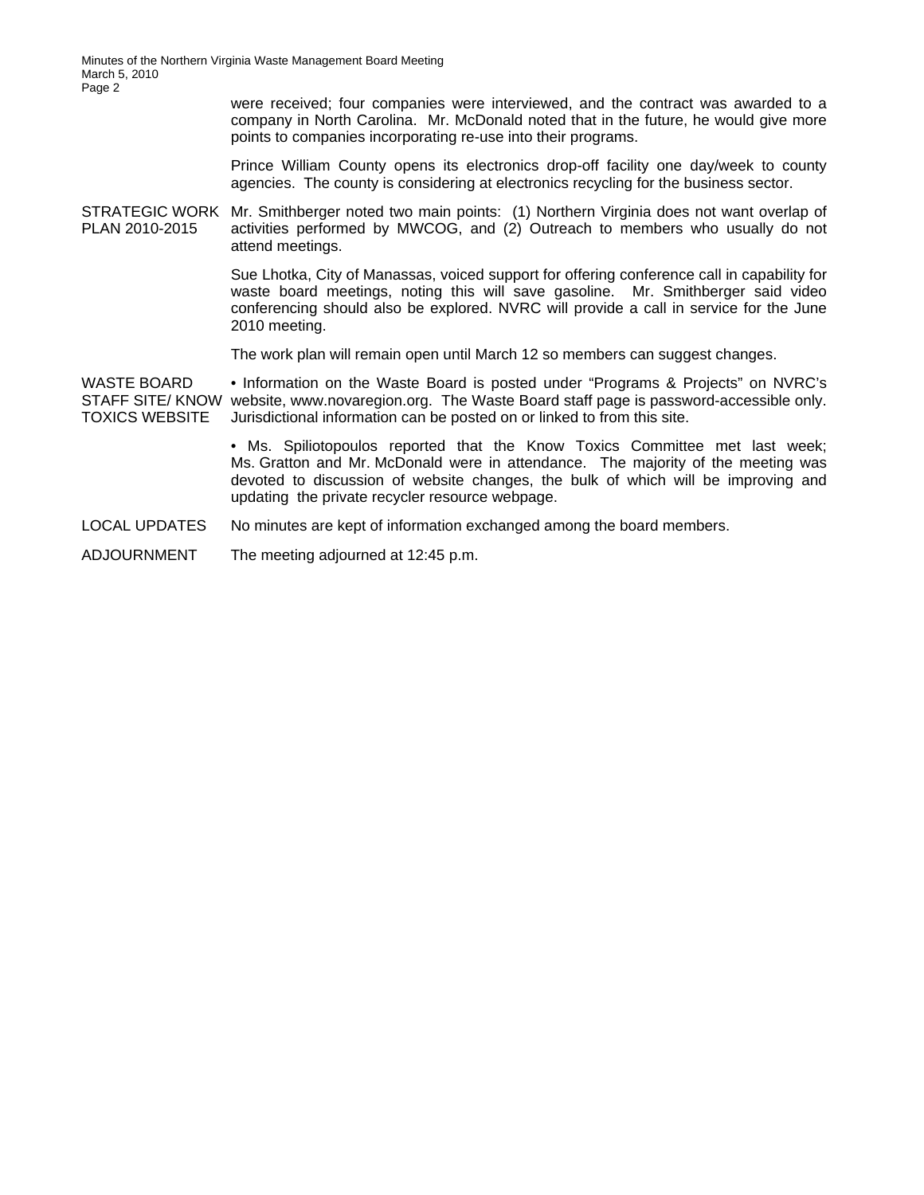were received; four companies were interviewed, and the contract was awarded to a company in North Carolina. Mr. McDonald noted that in the future, he would give more points to companies incorporating re-use into their programs.

Prince William County opens its electronics drop-off facility one day/week to county agencies. The county is considering at electronics recycling for the business sector.

**STRATEGIC WORK PLAN 2010-2015**

Mr. Smithberger noted two main points: (1) Northern Virginia does not want overlap of activities performed by MWCOG, and (2) Outreach to members who usually do not attend meetings.

Sue Lhotka, City of Manassas, voiced support for offering conference call in capability for waste board meetings, noting this will save gasoline. Mr. Smithberger said video conferencing should also be explored. NVRC will provide a call in service for the June 2010 meeting.

The work plan will remain open until March 12 so members can suggest changes.

**WASTE BOARD STAFF SITE/ KNOW TOXICS WEBSITE**

• Information on the Waste Board is posted under "Programs & Projects" on NVRC's website, www.novaregion.org. The Waste Board staff page is password-accessible only. Jurisdictional information can be posted on or linked to from this site.

• Ms. Spiliotopoulos reported that the Know Toxics Committee met last week; Ms. Gratton and Mr. McDonald were in attendance. The majority of the meeting was devoted to discussion of website changes, the bulk of which will be improving and updating the private recycler resource webpage.

**LOCAL UPDATES**

No minutes are kept of information exchanged among the board members.

**ADJOURNMENT**

The meeting adjourned at 12:45 p.m.